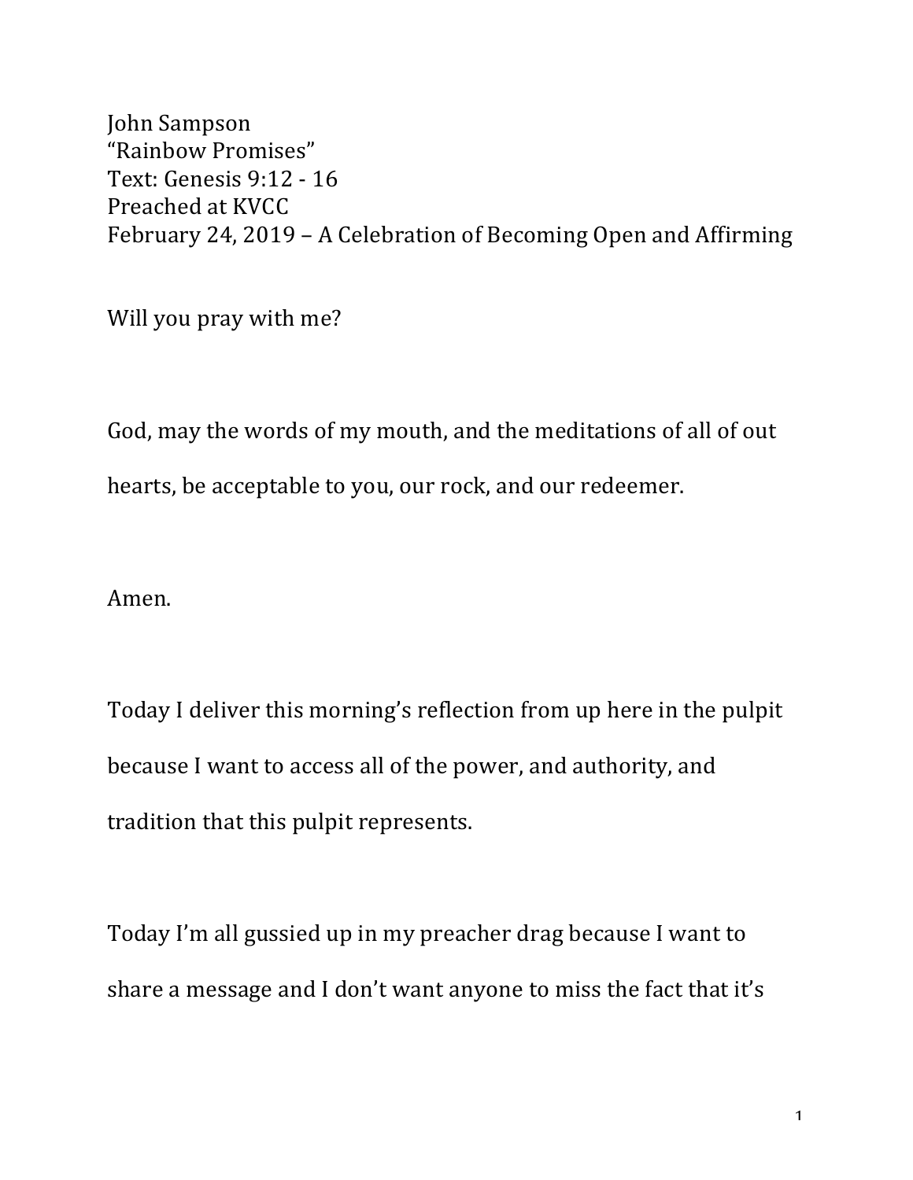John Sampson
"Rainbow Promises"
Text: Genesis 9:12 - 16
Preached at KVCC
February 24, 2019 – A Celebration of Becoming Open and Affirming

Will you pray with me?

God, may the words of my mouth, and the meditations of all of out hearts, be acceptable to you, our rock, and our redeemer.

Amen.

Today I deliver this morning's reflection from up here in the pulpit because I want to access all of the power, and authority, and tradition that this pulpit represents.

Today I'm all gussied up in my preacher drag because I want to share a message and I don't want anyone to miss the fact that it's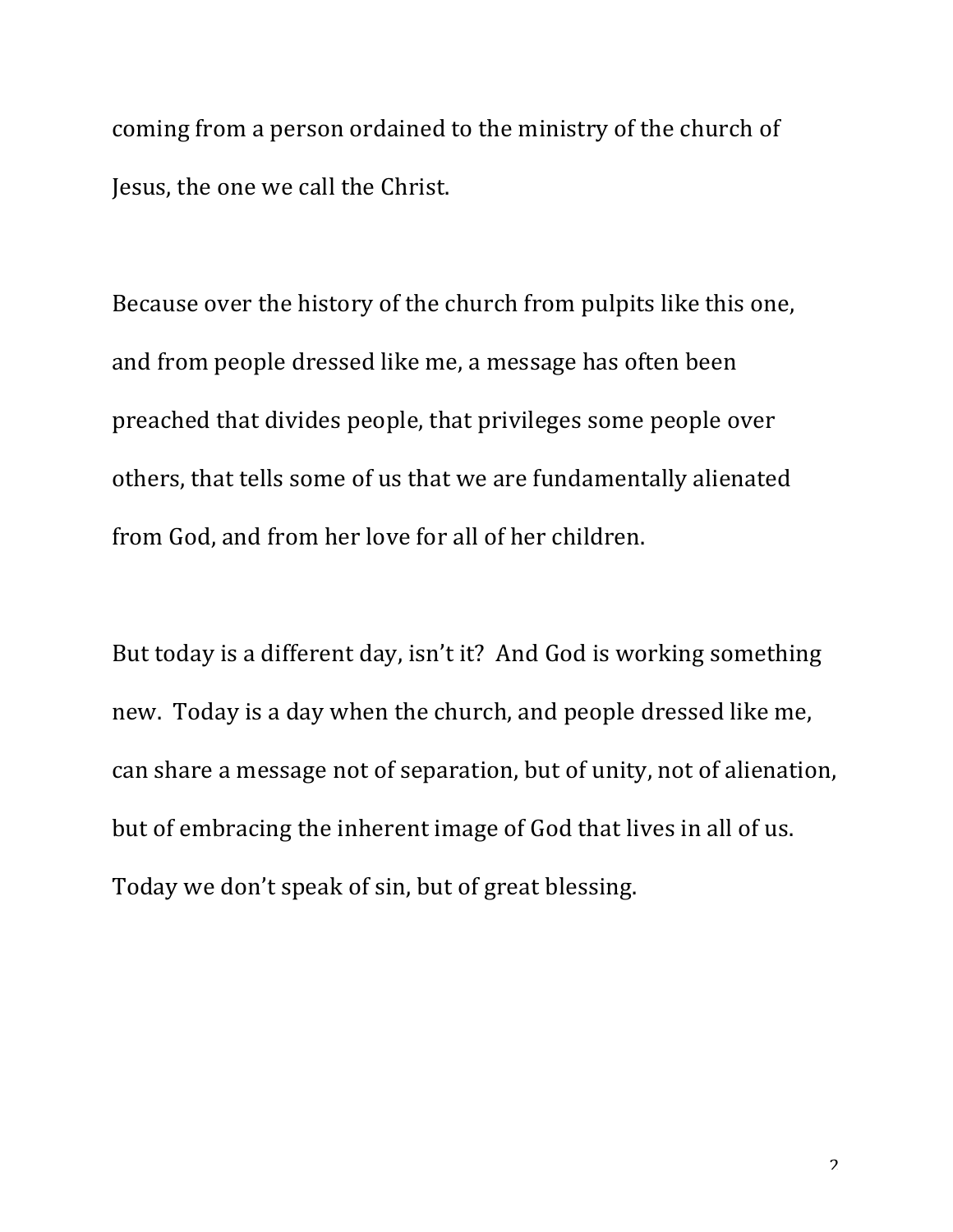coming from a person ordained to the ministry of the church of Jesus, the one we call the Christ.

Because over the history of the church from pulpits like this one, and from people dressed like me, a message has often been preached that divides people, that privileges some people over others, that tells some of us that we are fundamentally alienated from God, and from her love for all of her children.

But today is a different day, isn't it? And God is working something new. Today is a day when the church, and people dressed like me, can share a message not of separation, but of unity, not of alienation, but of embracing the inherent image of God that lives in all of us. Today we don't speak of sin, but of great blessing.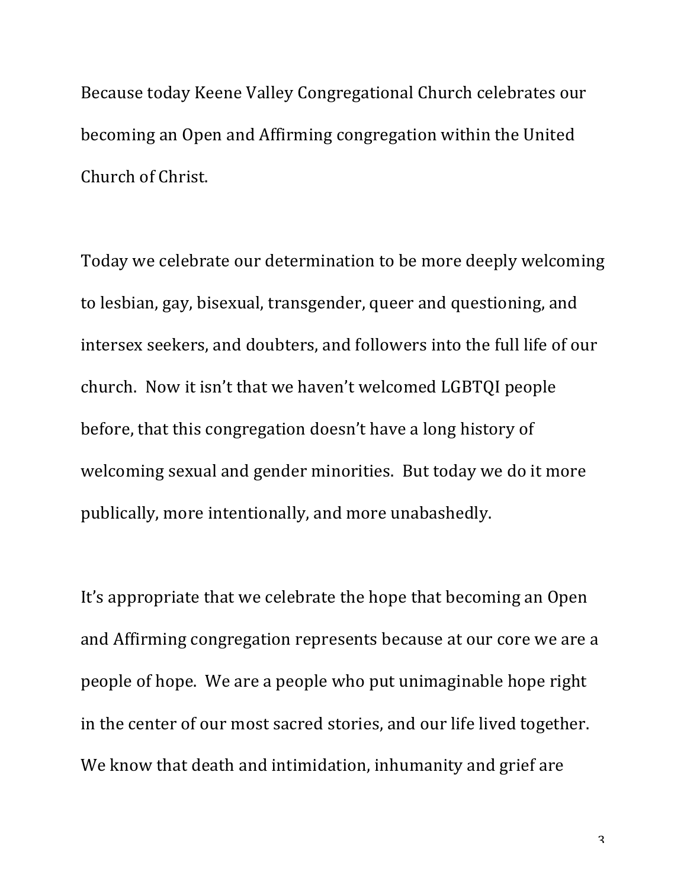Because today Keene Valley Congregational Church celebrates our becoming an Open and Affirming congregation within the United Church of Christ.

Today we celebrate our determination to be more deeply welcoming to lesbian, gay, bisexual, transgender, queer and questioning, and intersex seekers, and doubters, and followers into the full life of our church. Now it isn't that we haven't welcomed LGBTQI people before, that this congregation doesn't have a long history of welcoming sexual and gender minorities. But today we do it more publically, more intentionally, and more unabashedly.

It's appropriate that we celebrate the hope that becoming an Open and Affirming congregation represents because at our core we are a people of hope. We are a people who put unimaginable hope right in the center of our most sacred stories, and our life lived together. We know that death and intimidation, inhumanity and grief are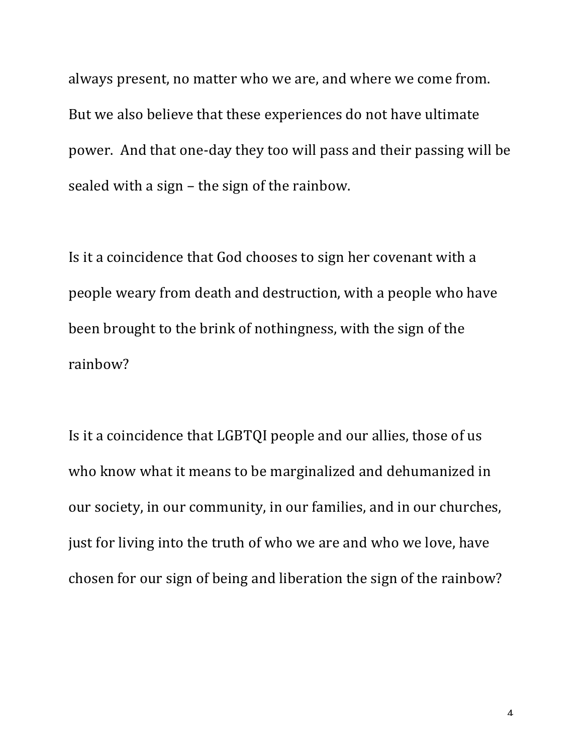always present, no matter who we are, and where we come from. But we also believe that these experiences do not have ultimate power. And that one-day they too will pass and their passing will be sealed with a sign – the sign of the rainbow.

Is it a coincidence that God chooses to sign her covenant with a people weary from death and destruction, with a people who have been brought to the brink of nothingness, with the sign of the rainbow?

Is it a coincidence that LGBTQI people and our allies, those of us who know what it means to be marginalized and dehumanized in our society, in our community, in our families, and in our churches, just for living into the truth of who we are and who we love, have chosen for our sign of being and liberation the sign of the rainbow?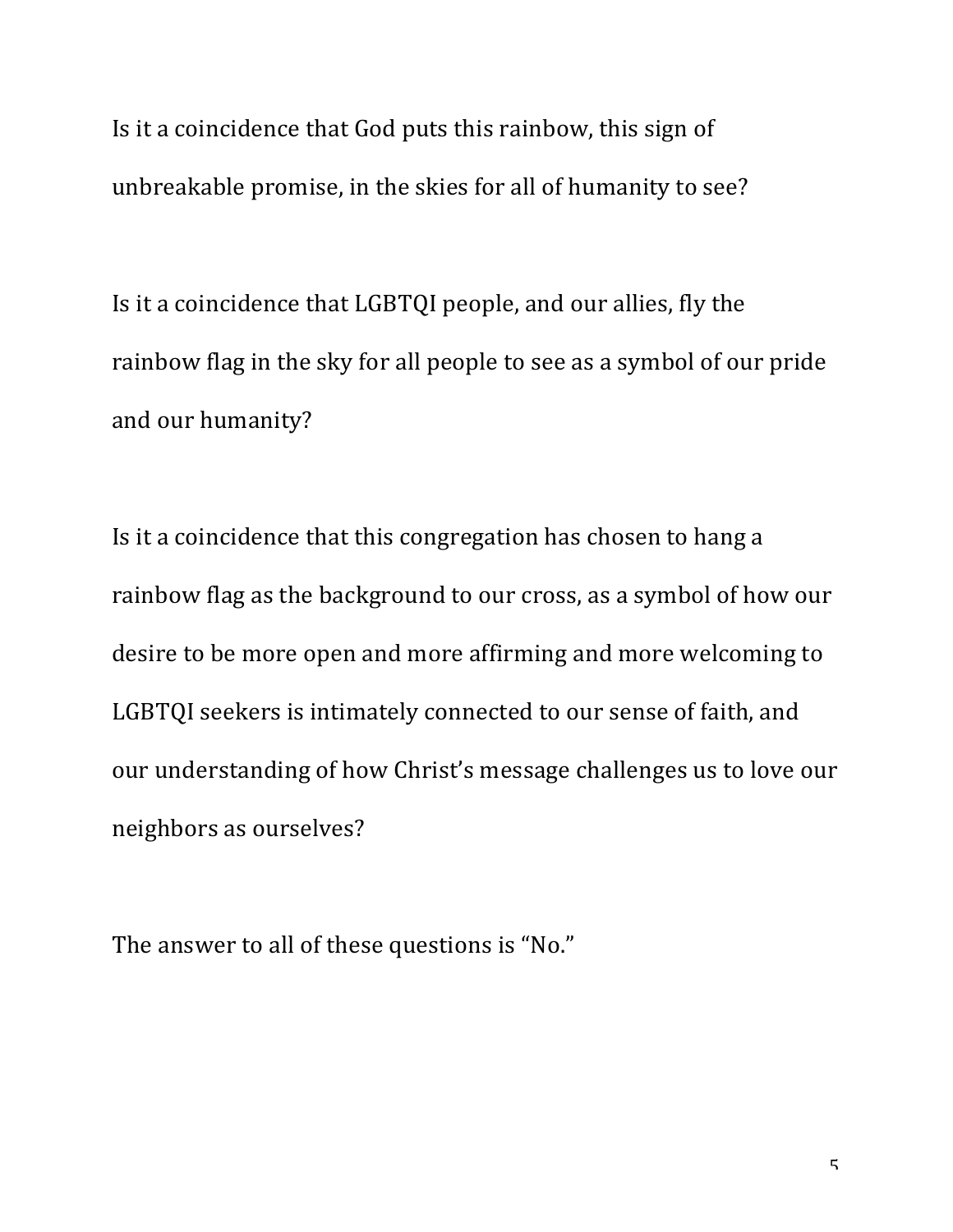Is it a coincidence that God puts this rainbow, this sign of unbreakable promise, in the skies for all of humanity to see?

Is it a coincidence that LGBTQI people, and our allies, fly the rainbow flag in the sky for all people to see as a symbol of our pride and our humanity?

Is it a coincidence that this congregation has chosen to hang a rainbow flag as the background to our cross, as a symbol of how our desire to be more open and more affirming and more welcoming to LGBTQI seekers is intimately connected to our sense of faith, and our understanding of how Christ's message challenges us to love our neighbors as ourselves?

The answer to all of these questions is "No."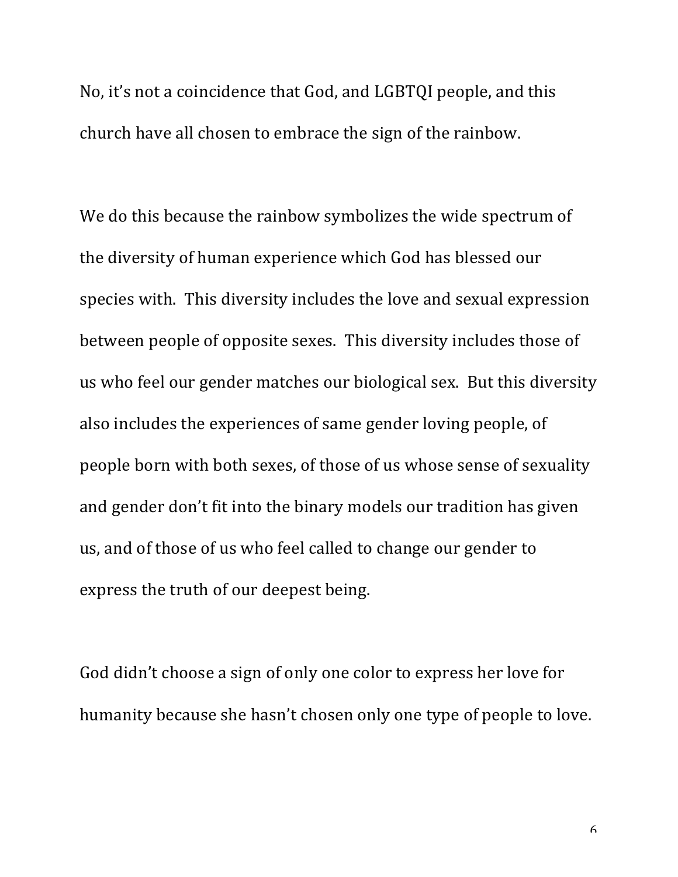No, it's not a coincidence that God, and LGBTQI people, and this church have all chosen to embrace the sign of the rainbow.

We do this because the rainbow symbolizes the wide spectrum of the diversity of human experience which God has blessed our species with. This diversity includes the love and sexual expression between people of opposite sexes. This diversity includes those of us who feel our gender matches our biological sex. But this diversity also includes the experiences of same gender loving people, of people born with both sexes, of those of us whose sense of sexuality and gender don't fit into the binary models our tradition has given us, and of those of us who feel called to change our gender to express the truth of our deepest being.

God didn't choose a sign of only one color to express her love for humanity because she hasn't chosen only one type of people to love.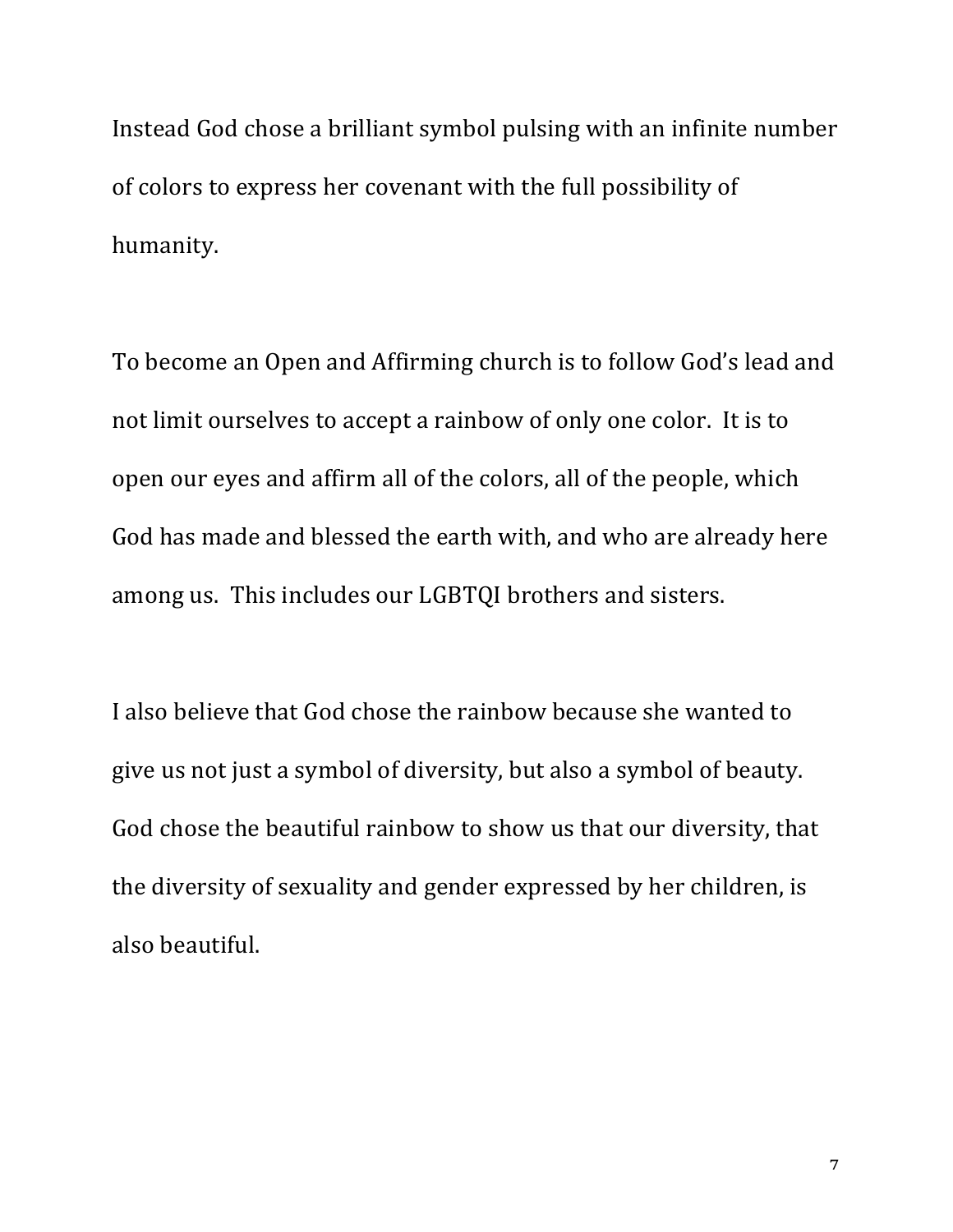Instead God chose a brilliant symbol pulsing with an infinite number of colors to express her covenant with the full possibility of humanity.

To become an Open and Affirming church is to follow God's lead and not limit ourselves to accept a rainbow of only one color.  It is to open our eyes and affirm all of the colors, all of the people, which God has made and blessed the earth with, and who are already here among us.  This includes our LGBTQI brothers and sisters.

I also believe that God chose the rainbow because she wanted to give us not just a symbol of diversity, but also a symbol of beauty. God chose the beautiful rainbow to show us that our diversity, that the diversity of sexuality and gender expressed by her children, is also beautiful.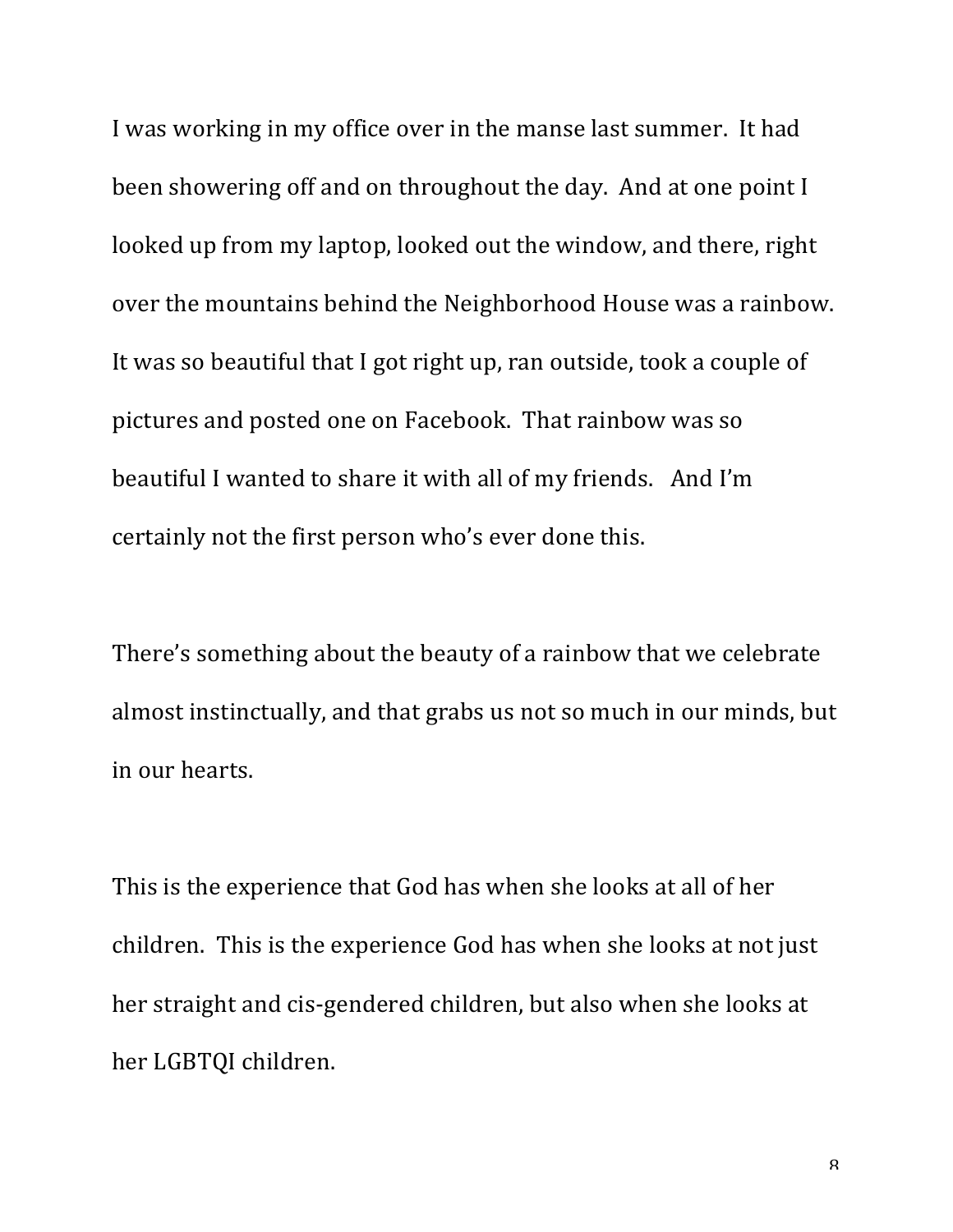I was working in my office over in the manse last summer. It had been showering off and on throughout the day. And at one point I looked up from my laptop, looked out the window, and there, right over the mountains behind the Neighborhood House was a rainbow. It was so beautiful that I got right up, ran outside, took a couple of pictures and posted one on Facebook. That rainbow was so beautiful I wanted to share it with all of my friends. And I'm certainly not the first person who's ever done this.

There's something about the beauty of a rainbow that we celebrate almost instinctually, and that grabs us not so much in our minds, but in our hearts.

This is the experience that God has when she looks at all of her children. This is the experience God has when she looks at not just her straight and cis-gendered children, but also when she looks at her LGBTQI children.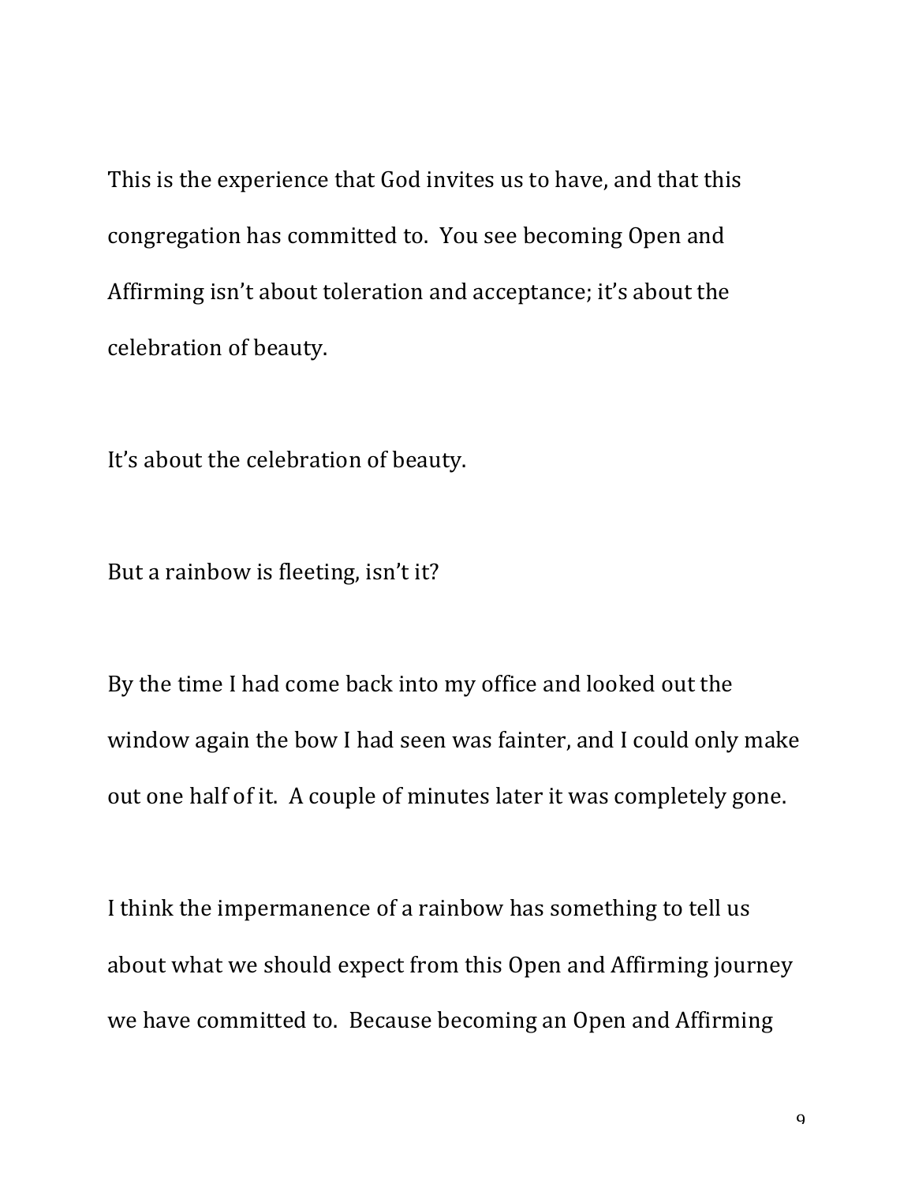This is the experience that God invites us to have, and that this congregation has committed to. You see becoming Open and Affirming isn't about toleration and acceptance; it's about the celebration of beauty.

It's about the celebration of beauty.

But a rainbow is fleeting, isn't it?

By the time I had come back into my office and looked out the window again the bow I had seen was fainter, and I could only make out one half of it. A couple of minutes later it was completely gone.

I think the impermanence of a rainbow has something to tell us about what we should expect from this Open and Affirming journey we have committed to. Because becoming an Open and Affirming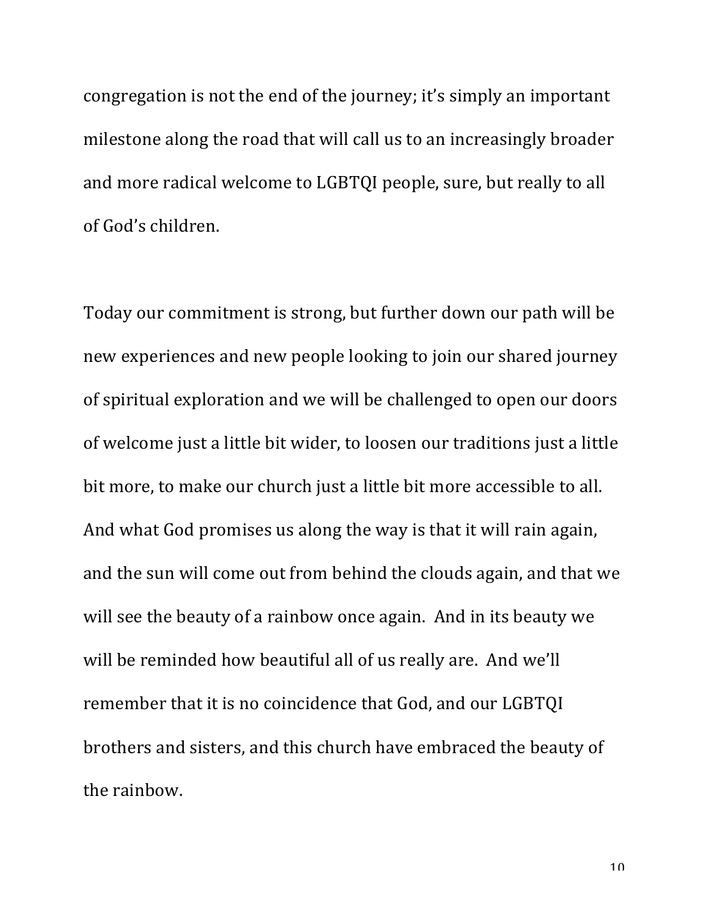congregation is not the end of the journey; it's simply an important milestone along the road that will call us to an increasingly broader and more radical welcome to LGBTQI people, sure, but really to all of God's children.

Today our commitment is strong, but further down our path will be new experiences and new people looking to join our shared journey of spiritual exploration and we will be challenged to open our doors of welcome just a little bit wider, to loosen our traditions just a little bit more, to make our church just a little bit more accessible to all. And what God promises us along the way is that it will rain again, and the sun will come out from behind the clouds again, and that we will see the beauty of a rainbow once again. And in its beauty we will be reminded how beautiful all of us really are. And we'll remember that it is no coincidence that God, and our LGBTQI brothers and sisters, and this church have embraced the beauty of the rainbow.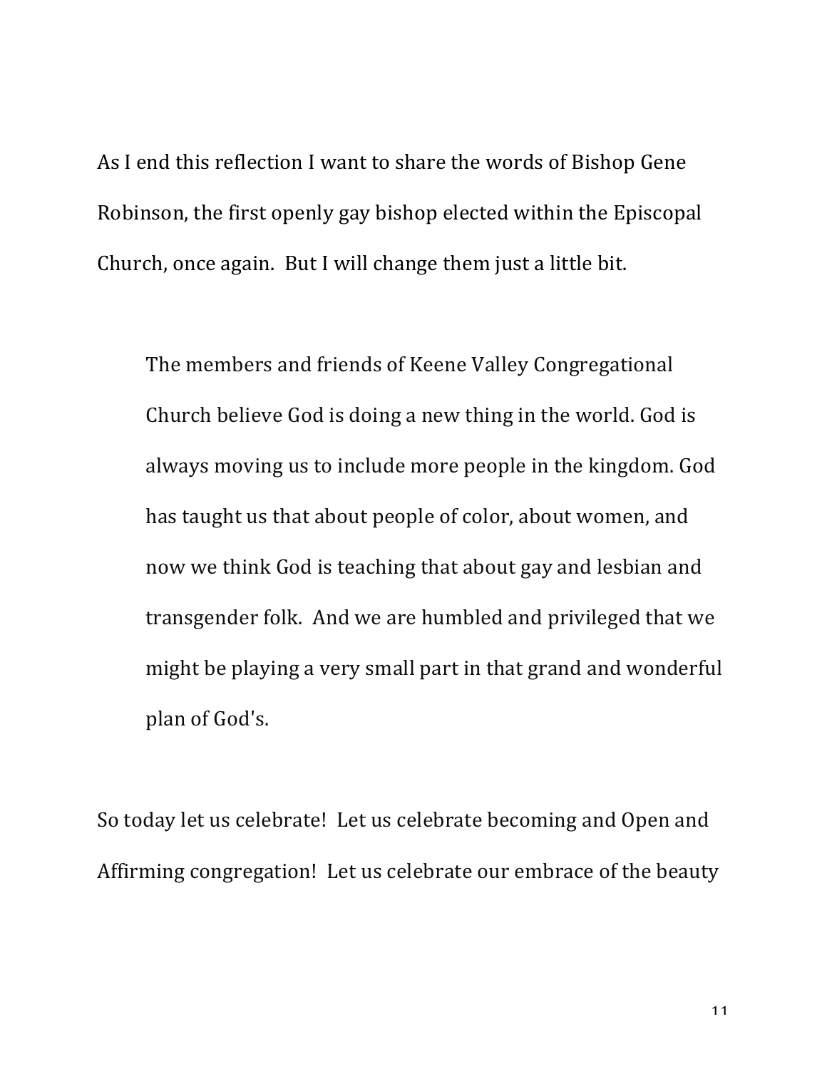As I end this reflection I want to share the words of Bishop Gene Robinson, the first openly gay bishop elected within the Episcopal Church, once again. But I will change them just a little bit.

> The members and friends of Keene Valley Congregational Church believe God is doing a new thing in the world. God is always moving us to include more people in the kingdom. God has taught us that about people of color, about women, and now we think God is teaching that about gay and lesbian and transgender folk. And we are humbled and privileged that we might be playing a very small part in that grand and wonderful plan of God's.

So today let us celebrate! Let us celebrate becoming and Open and Affirming congregation! Let us celebrate our embrace of the beauty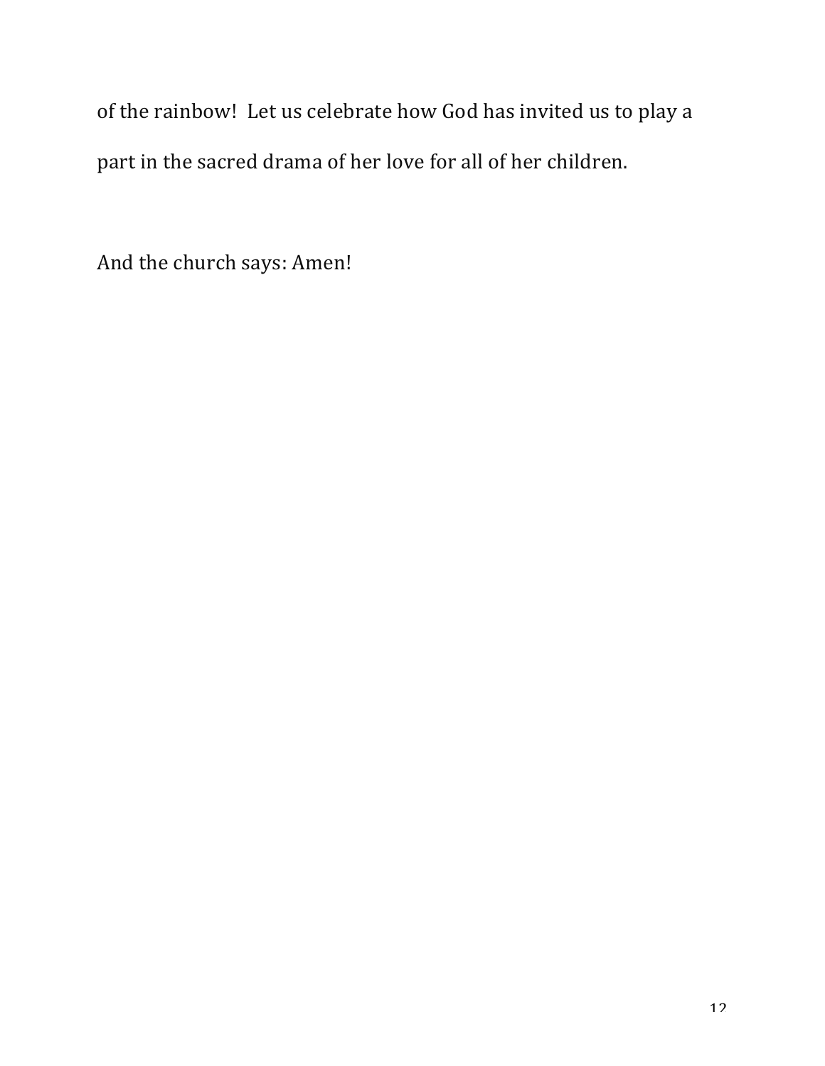of the rainbow!  Let us celebrate how God has invited us to play a part in the sacred drama of her love for all of her children.

And the church says: Amen!